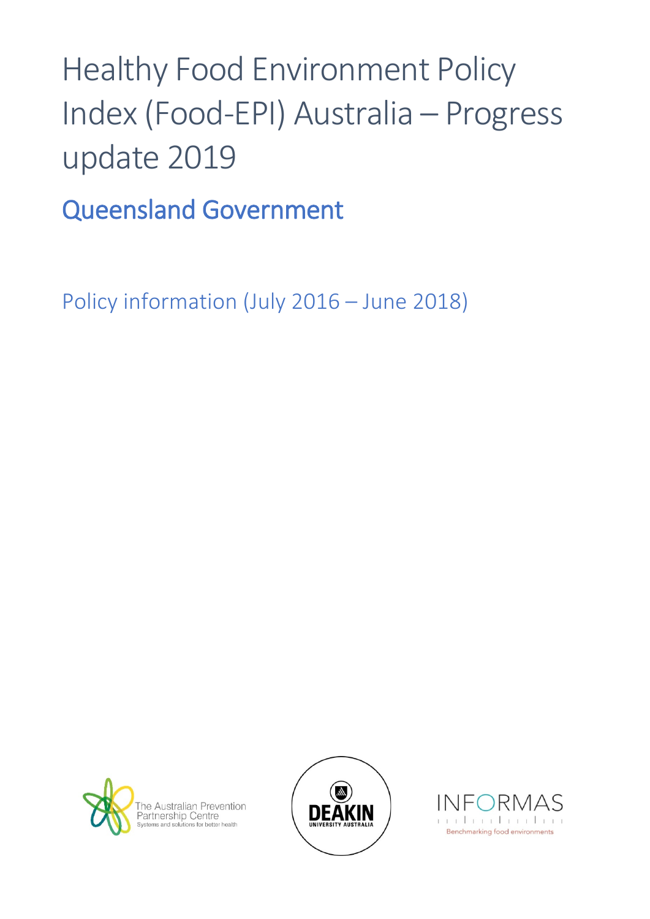# Healthy Food Environment Policy Index (Food-EPI) Australia – Progress update 2019

## Queensland Government

Policy information (July 2016 – June 2018)

The Australian Prevention Partnership Centre
Systems and solutions for better health

DEAKIN UNIVERSITY AUSTRALIA

INFORMAS
Benchmarking food environments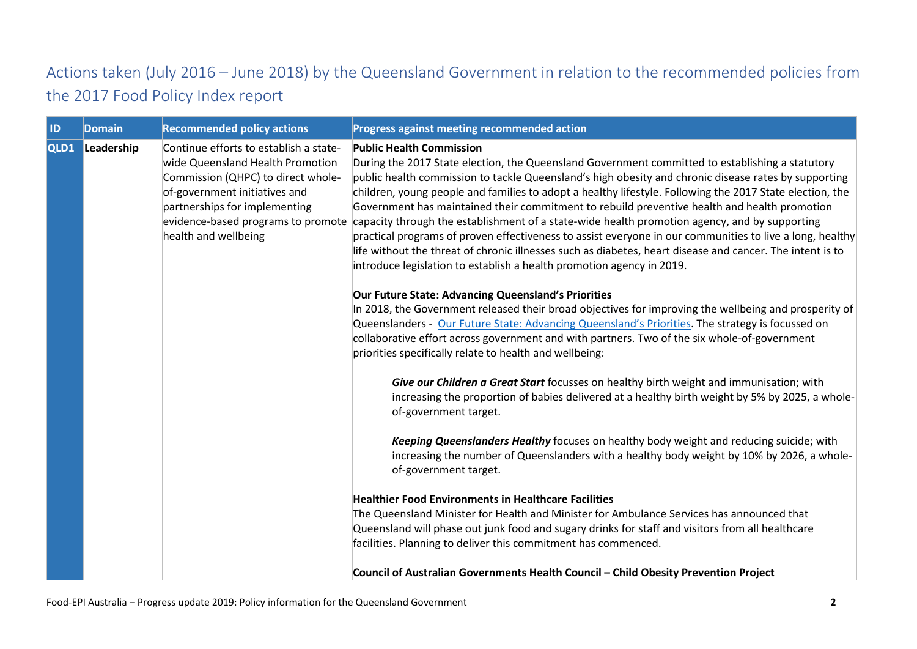# Actions taken (July 2016 – June 2018) by the Queensland Government in relation to the recommended policies from the 2017 Food Policy Index report

| ID | Domain | Recommended policy actions | Progress against meeting recommended action |
|---|---|---|---|
| **QLD1** | **Leadership** | Continue efforts to establish a state-wide Queensland Health Promotion Commission (QHPC) to direct whole-of-government initiatives and partnerships for implementing evidence-based programs to promote health and wellbeing | **Public Health Commission**<br>During the 2017 State election, the Queensland Government committed to establishing a statutory public health commission to tackle Queensland's high obesity and chronic disease rates by supporting children, young people and families to adopt a healthy lifestyle. Following the 2017 State election, the Government has maintained their commitment to rebuild preventive health and health promotion capacity through the establishment of a state-wide health promotion agency, and by supporting practical programs of proven effectiveness to assist everyone in our communities to live a long, healthy life without the threat of chronic illnesses such as diabetes, heart disease and cancer. The intent is to introduce legislation to establish a health promotion agency in 2019.<br><br>**Our Future State: Advancing Queensland's Priorities**<br>In 2018, the Government released their broad objectives for improving the wellbeing and prosperity of Queenslanders - Our Future State: Advancing Queensland's Priorities. The strategy is focussed on collaborative effort across government and with partners. Two of the six whole-of-government priorities specifically relate to health and wellbeing:<br><br>***Give our Children a Great Start*** focusses on healthy birth weight and immunisation; with increasing the proportion of babies delivered at a healthy birth weight by 5% by 2025, a whole-of-government target.<br><br>***Keeping Queenslanders Healthy*** focuses on healthy body weight and reducing suicide; with increasing the number of Queenslanders with a healthy body weight by 10% by 2026, a whole-of-government target.<br><br>**Healthier Food Environments in Healthcare Facilities**<br>The Queensland Minister for Health and Minister for Ambulance Services has announced that Queensland will phase out junk food and sugary drinks for staff and visitors from all healthcare facilities. Planning to deliver this commitment has commenced.<br><br>**Council of Australian Governments Health Council – Child Obesity Prevention Project** |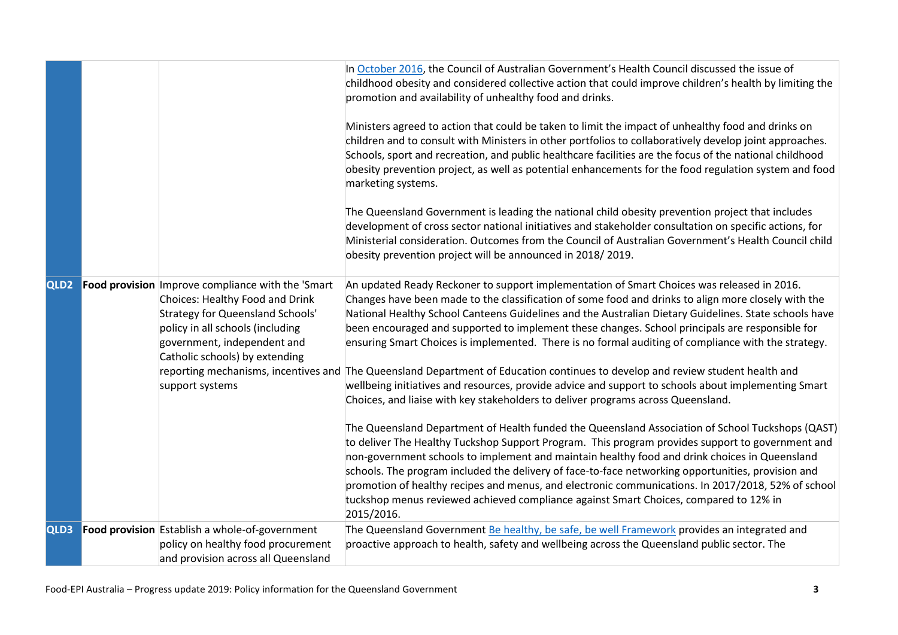| | | | |
|---|---|---|---|
| | | | In October 2016, the Council of Australian Government's Health Council discussed the issue of childhood obesity and considered collective action that could improve children's health by limiting the promotion and availability of unhealthy food and drinks.<br><br>Ministers agreed to action that could be taken to limit the impact of unhealthy food and drinks on children and to consult with Ministers in other portfolios to collaboratively develop joint approaches. Schools, sport and recreation, and public healthcare facilities are the focus of the national childhood obesity prevention project, as well as potential enhancements for the food regulation system and food marketing systems.<br><br>The Queensland Government is leading the national child obesity prevention project that includes development of cross sector national initiatives and stakeholder consultation on specific actions, for Ministerial consideration. Outcomes from the Council of Australian Government's Health Council child obesity prevention project will be announced in 2018/ 2019. |
| **QLD2** | **Food provision** | Improve compliance with the 'Smart Choices: Healthy Food and Drink Strategy for Queensland Schools' policy in all schools (including government, independent and Catholic schools) by extending reporting mechanisms, incentives and support systems | An updated Ready Reckoner to support implementation of Smart Choices was released in 2016. Changes have been made to the classification of some food and drinks to align more closely with the National Healthy School Canteens Guidelines and the Australian Dietary Guidelines. State schools have been encouraged and supported to implement these changes. School principals are responsible for ensuring Smart Choices is implemented. There is no formal auditing of compliance with the strategy.<br><br>The Queensland Department of Education continues to develop and review student health and wellbeing initiatives and resources, provide advice and support to schools about implementing Smart Choices, and liaise with key stakeholders to deliver programs across Queensland.<br><br>The Queensland Department of Health funded the Queensland Association of School Tuckshops (QAST) to deliver The Healthy Tuckshop Support Program. This program provides support to government and non-government schools to implement and maintain healthy food and drink choices in Queensland schools. The program included the delivery of face-to-face networking opportunities, provision and promotion of healthy recipes and menus, and electronic communications. In 2017/2018, 52% of school tuckshop menus reviewed achieved compliance against Smart Choices, compared to 12% in 2015/2016. |
| **QLD3** | **Food provision** | Establish a whole-of-government policy on healthy food procurement and provision across all Queensland | The Queensland Government Be healthy, be safe, be well Framework provides an integrated and proactive approach to health, safety and wellbeing across the Queensland public sector. The |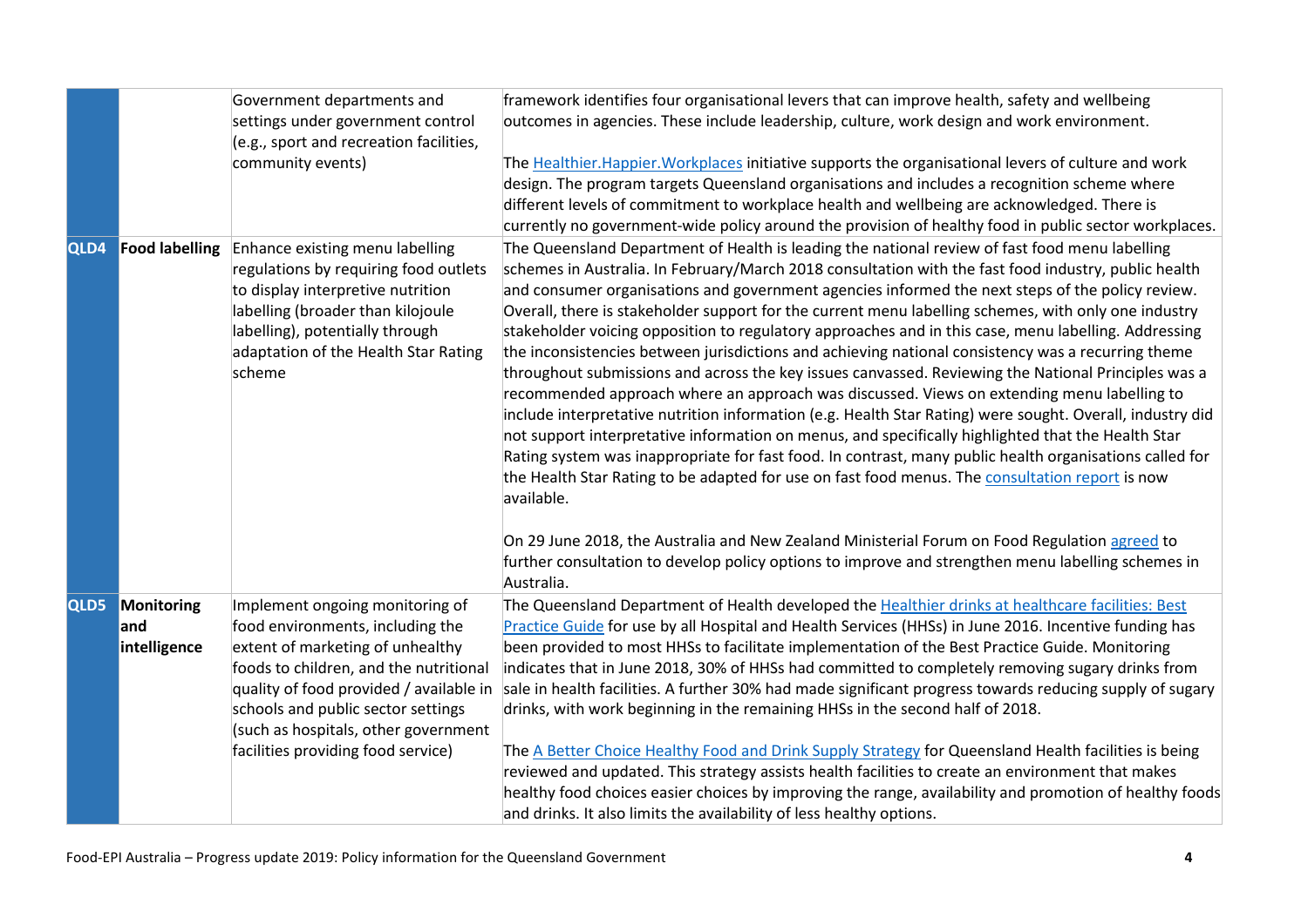| | | | |
|---|---|---|---|
| | | Government departments and settings under government control (e.g., sport and recreation facilities, community events) | framework identifies four organisational levers that can improve health, safety and wellbeing outcomes in agencies. These include leadership, culture, work design and work environment.<br><br>The Healthier.Happier.Workplaces initiative supports the organisational levers of culture and work design. The program targets Queensland organisations and includes a recognition scheme where different levels of commitment to workplace health and wellbeing are acknowledged. There is currently no government-wide policy around the provision of healthy food in public sector workplaces. |
| **QLD4** | **Food labelling** | Enhance existing menu labelling regulations by requiring food outlets to display interpretive nutrition labelling (broader than kilojoule labelling), potentially through adaptation of the Health Star Rating scheme | The Queensland Department of Health is leading the national review of fast food menu labelling schemes in Australia. In February/March 2018 consultation with the fast food industry, public health and consumer organisations and government agencies informed the next steps of the policy review. Overall, there is stakeholder support for the current menu labelling schemes, with only one industry stakeholder voicing opposition to regulatory approaches and in this case, menu labelling. Addressing the inconsistencies between jurisdictions and achieving national consistency was a recurring theme throughout submissions and across the key issues canvassed. Reviewing the National Principles was a recommended approach where an approach was discussed. Views on extending menu labelling to include interpretative nutrition information (e.g. Health Star Rating) were sought. Overall, industry did not support interpretative information on menus, and specifically highlighted that the Health Star Rating system was inappropriate for fast food. In contrast, many public health organisations called for the Health Star Rating to be adapted for use on fast food menus. The consultation report is now available.<br><br>On 29 June 2018, the Australia and New Zealand Ministerial Forum on Food Regulation agreed to further consultation to develop policy options to improve and strengthen menu labelling schemes in Australia. |
| **QLD5** | **Monitoring and intelligence** | Implement ongoing monitoring of food environments, including the extent of marketing of unhealthy foods to children, and the nutritional quality of food provided / available in schools and public sector settings (such as hospitals, other government facilities providing food service) | The Queensland Department of Health developed the Healthier drinks at healthcare facilities: Best Practice Guide for use by all Hospital and Health Services (HHSs) in June 2016. Incentive funding has been provided to most HHSs to facilitate implementation of the Best Practice Guide. Monitoring indicates that in June 2018, 30% of HHSs had committed to completely removing sugary drinks from sale in health facilities. A further 30% had made significant progress towards reducing supply of sugary drinks, with work beginning in the remaining HHSs in the second half of 2018.<br><br>The A Better Choice Healthy Food and Drink Supply Strategy for Queensland Health facilities is being reviewed and updated. This strategy assists health facilities to create an environment that makes healthy food choices easier choices by improving the range, availability and promotion of healthy foods and drinks. It also limits the availability of less healthy options. |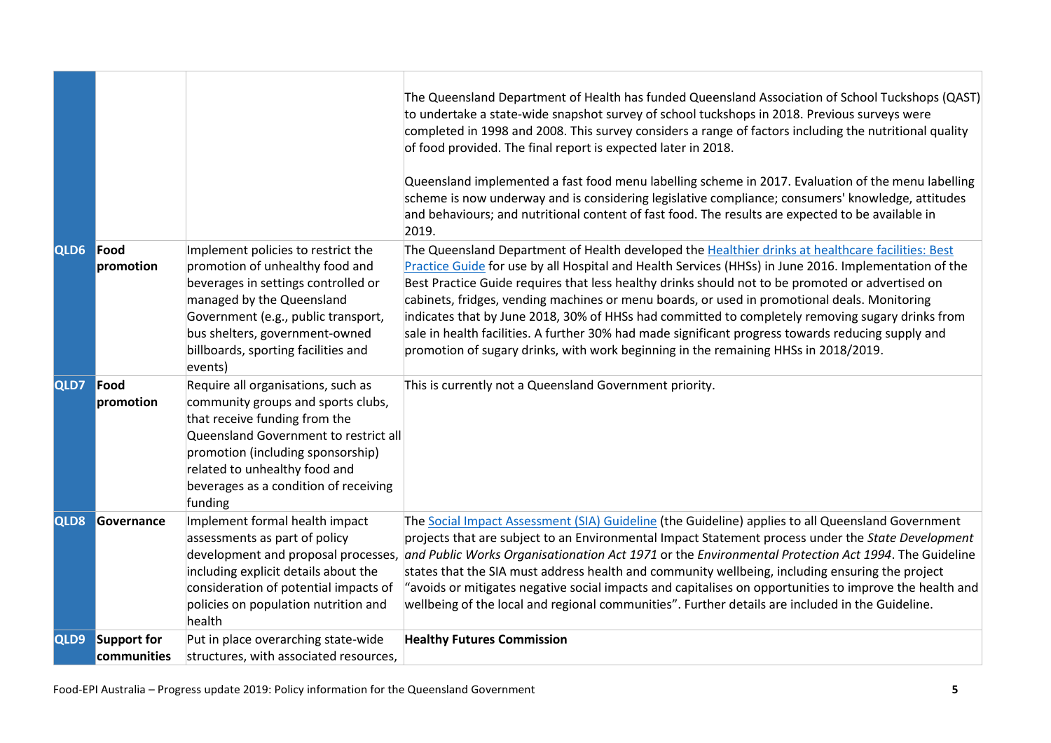| | | | |
|---|---|---|---|
| | | | The Queensland Department of Health has funded Queensland Association of School Tuckshops (QAST) to undertake a state-wide snapshot survey of school tuckshops in 2018. Previous surveys were completed in 1998 and 2008. This survey considers a range of factors including the nutritional quality of food provided. The final report is expected later in 2018.<br><br>Queensland implemented a fast food menu labelling scheme in 2017. Evaluation of the menu labelling scheme is now underway and is considering legislative compliance; consumers' knowledge, attitudes and behaviours; and nutritional content of fast food. The results are expected to be available in 2019. |
| **QLD6** | **Food promotion** | Implement policies to restrict the promotion of unhealthy food and beverages in settings controlled or managed by the Queensland Government (e.g., public transport, bus shelters, government-owned billboards, sporting facilities and events) | The Queensland Department of Health developed the [Healthier drinks at healthcare facilities: Best Practice Guide] for use by all Hospital and Health Services (HHSs) in June 2016. Implementation of the Best Practice Guide requires that less healthy drinks should not to be promoted or advertised on cabinets, fridges, vending machines or menu boards, or used in promotional deals. Monitoring indicates that by June 2018, 30% of HHSs had committed to completely removing sugary drinks from sale in health facilities. A further 30% had made significant progress towards reducing supply and promotion of sugary drinks, with work beginning in the remaining HHSs in 2018/2019. |
| **QLD7** | **Food promotion** | Require all organisations, such as community groups and sports clubs, that receive funding from the Queensland Government to restrict all promotion (including sponsorship) related to unhealthy food and beverages as a condition of receiving funding | This is currently not a Queensland Government priority. |
| **QLD8** | **Governance** | Implement formal health impact assessments as part of policy development and proposal processes, including explicit details about the consideration of potential impacts of policies on population nutrition and health | The [Social Impact Assessment (SIA) Guideline] (the Guideline) applies to all Queensland Government projects that are subject to an Environmental Impact Statement process under the *State Development and Public Works Organisation Act 1971* or the *Environmental Protection Act 1994*. The Guideline states that the SIA must address health and community wellbeing, including ensuring the project "avoids or mitigates negative social impacts and capitalises on opportunities to improve the health and wellbeing of the local and regional communities". Further details are included in the Guideline. |
| **QLD9** | **Support for communities** | Put in place overarching state-wide structures, with associated resources, | **Healthy Futures Commission** |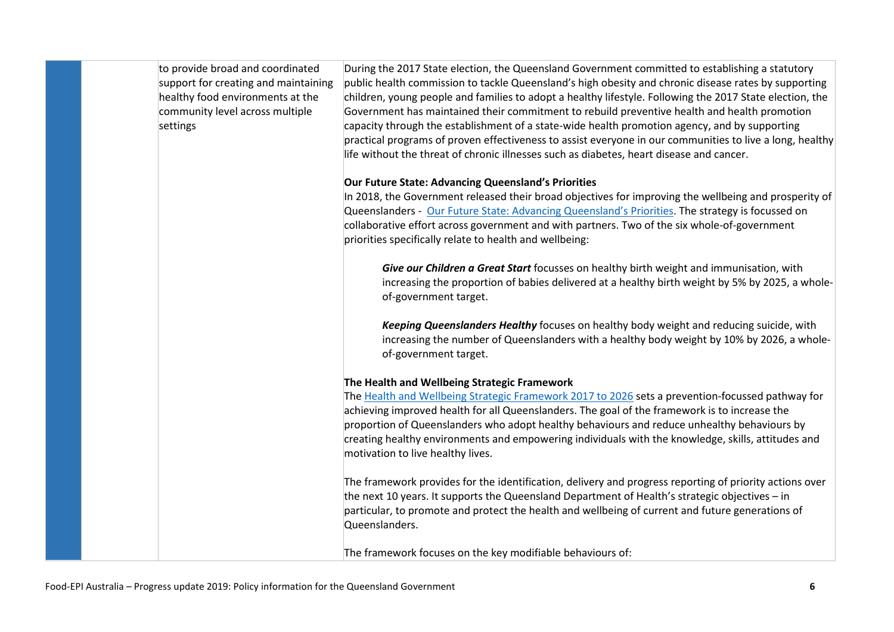| | | | |
|---|---|---|---|
| | | to provide broad and coordinated support for creating and maintaining healthy food environments at the community level across multiple settings | During the 2017 State election, the Queensland Government committed to establishing a statutory public health commission to tackle Queensland's high obesity and chronic disease rates by supporting children, young people and families to adopt a healthy lifestyle. Following the 2017 State election, the Government has maintained their commitment to rebuild preventive health and health promotion capacity through the establishment of a state-wide health promotion agency, and by supporting practical programs of proven effectiveness to assist everyone in our communities to live a long, healthy life without the threat of chronic illnesses such as diabetes, heart disease and cancer.<br><br>**Our Future State: Advancing Queensland's Priorities**<br>In 2018, the Government released their broad objectives for improving the wellbeing and prosperity of Queenslanders - Our Future State: Advancing Queensland's Priorities. The strategy is focussed on collaborative effort across government and with partners. Two of the six whole-of-government priorities specifically relate to health and wellbeing:<br><br>***Give our Children a Great Start*** focusses on healthy birth weight and immunisation, with increasing the proportion of babies delivered at a healthy birth weight by 5% by 2025, a whole-of-government target.<br><br>***Keeping Queenslanders Healthy*** focuses on healthy body weight and reducing suicide, with increasing the number of Queenslanders with a healthy body weight by 10% by 2026, a whole-of-government target.<br><br>**The Health and Wellbeing Strategic Framework**<br>The Health and Wellbeing Strategic Framework 2017 to 2026 sets a prevention-focussed pathway for achieving improved health for all Queenslanders. The goal of the framework is to increase the proportion of Queenslanders who adopt healthy behaviours and reduce unhealthy behaviours by creating healthy environments and empowering individuals with the knowledge, skills, attitudes and motivation to live healthy lives.<br><br>The framework provides for the identification, delivery and progress reporting of priority actions over the next 10 years. It supports the Queensland Department of Health's strategic objectives – in particular, to promote and protect the health and wellbeing of current and future generations of Queenslanders.<br><br>The framework focuses on the key modifiable behaviours of: |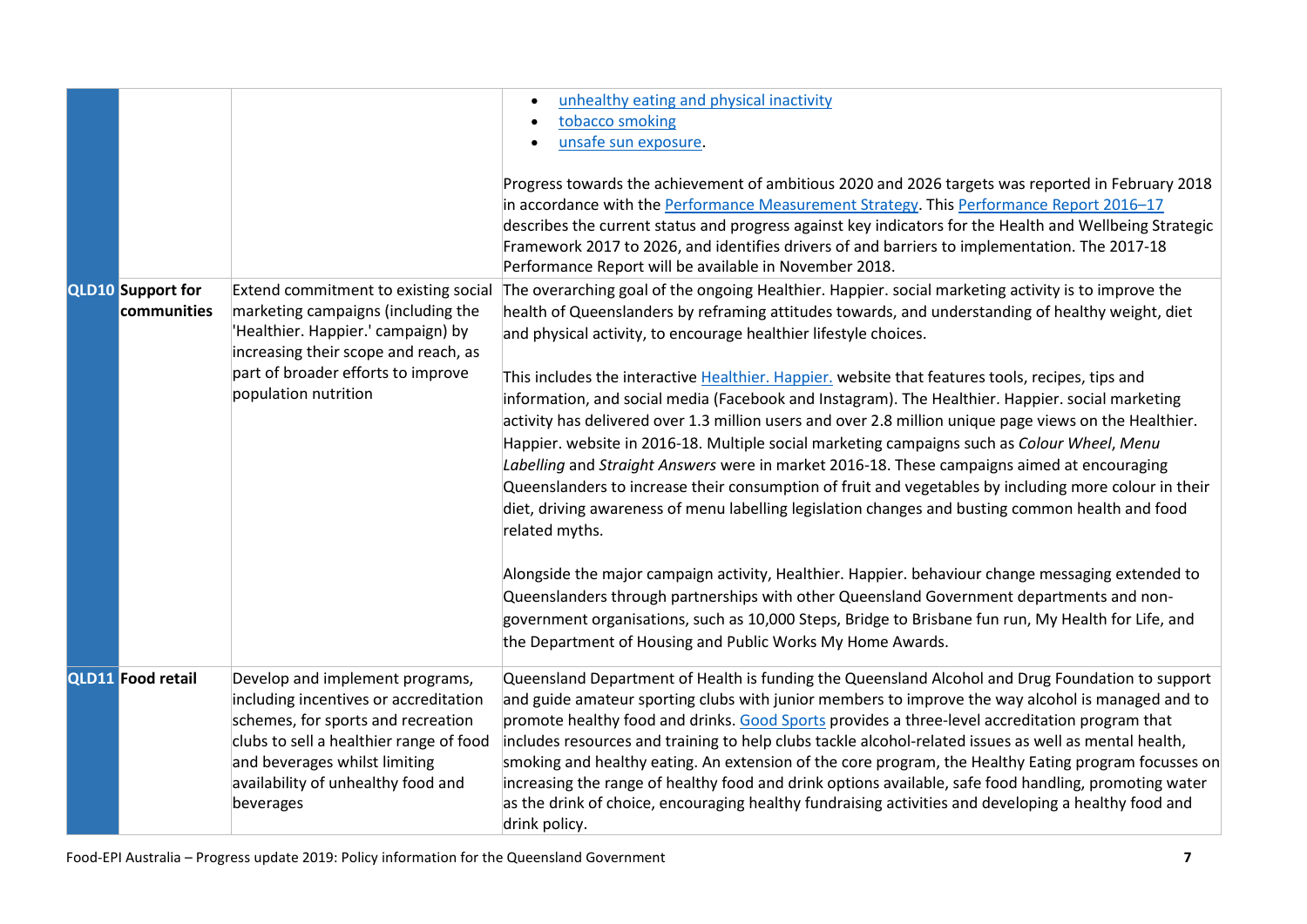| | | | |
|---|---|---|---|
| | | | - unhealthy eating and physical inactivity<br>- tobacco smoking<br>- unsafe sun exposure.<br><br>Progress towards the achievement of ambitious 2020 and 2026 targets was reported in February 2018 in accordance with the Performance Measurement Strategy. This Performance Report 2016–17 describes the current status and progress against key indicators for the Health and Wellbeing Strategic Framework 2017 to 2026, and identifies drivers of and barriers to implementation. The 2017-18 Performance Report will be available in November 2018. |
| **QLD10** | **Support for communities** | Extend commitment to existing social marketing campaigns (including the 'Healthier. Happier.' campaign) by increasing their scope and reach, as part of broader efforts to improve population nutrition | The overarching goal of the ongoing Healthier. Happier. social marketing activity is to improve the health of Queenslanders by reframing attitudes towards, and understanding of healthy weight, diet and physical activity, to encourage healthier lifestyle choices.<br><br>This includes the interactive Healthier. Happier. website that features tools, recipes, tips and information, and social media (Facebook and Instagram). The Healthier. Happier. social marketing activity has delivered over 1.3 million users and over 2.8 million unique page views on the Healthier. Happier. website in 2016-18. Multiple social marketing campaigns such as *Colour Wheel*, *Menu Labelling* and *Straight Answers* were in market 2016-18. These campaigns aimed at encouraging Queenslanders to increase their consumption of fruit and vegetables by including more colour in their diet, driving awareness of menu labelling legislation changes and busting common health and food related myths.<br><br>Alongside the major campaign activity, Healthier. Happier. behaviour change messaging extended to Queenslanders through partnerships with other Queensland Government departments and non-government organisations, such as 10,000 Steps, Bridge to Brisbane fun run, My Health for Life, and the Department of Housing and Public Works My Home Awards. |
| **QLD11** | **Food retail** | Develop and implement programs, including incentives or accreditation schemes, for sports and recreation clubs to sell a healthier range of food and beverages whilst limiting availability of unhealthy food and beverages | Queensland Department of Health is funding the Queensland Alcohol and Drug Foundation to support and guide amateur sporting clubs with junior members to improve the way alcohol is managed and to promote healthy food and drinks. Good Sports provides a three-level accreditation program that includes resources and training to help clubs tackle alcohol-related issues as well as mental health, smoking and healthy eating. An extension of the core program, the Healthy Eating program focusses on increasing the range of healthy food and drink options available, safe food handling, promoting water as the drink of choice, encouraging healthy fundraising activities and developing a healthy food and drink policy. |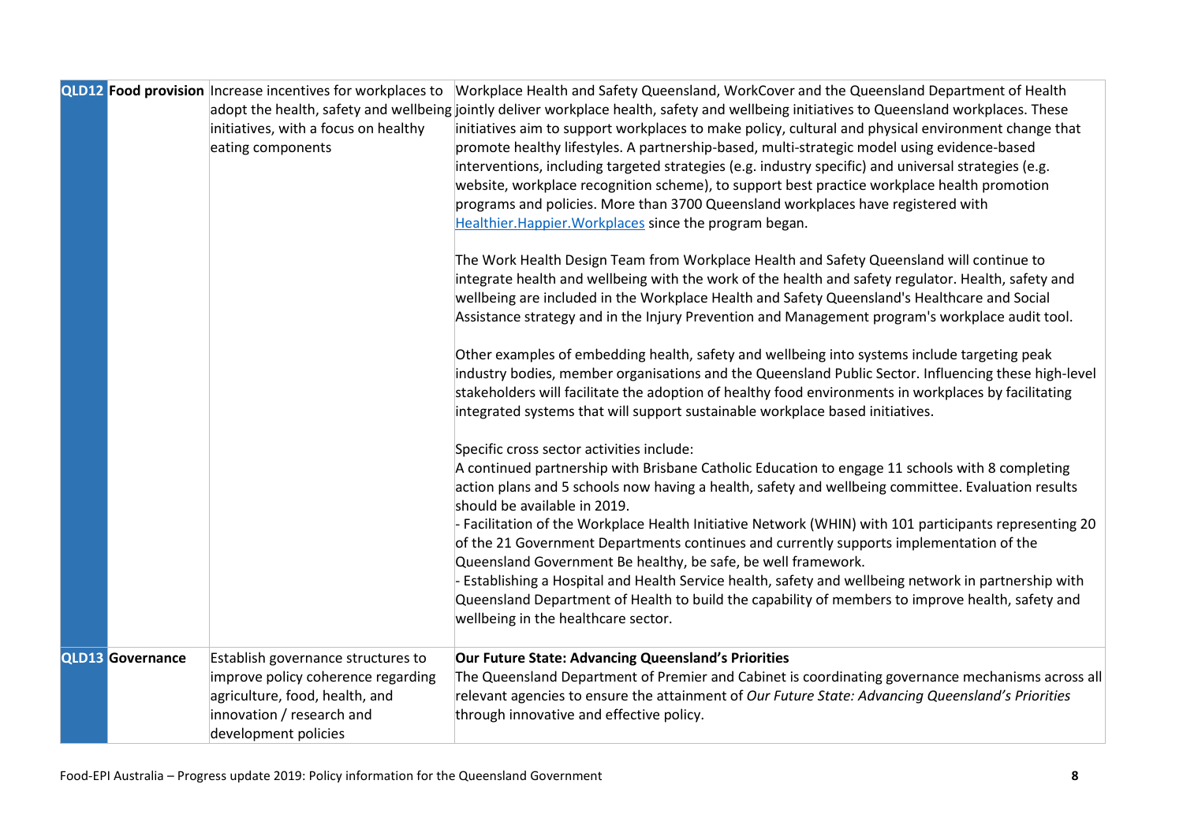| | | | |
|---|---|---|---|
| **QLD12** | **Food provision** | Increase incentives for workplaces to adopt the health, safety and wellbeing initiatives, with a focus on healthy eating components | Workplace Health and Safety Queensland, WorkCover and the Queensland Department of Health jointly deliver workplace health, safety and wellbeing initiatives to Queensland workplaces. These initiatives aim to support workplaces to make policy, cultural and physical environment change that promote healthy lifestyles. A partnership-based, multi-strategic model using evidence-based interventions, including targeted strategies (e.g. industry specific) and universal strategies (e.g. website, workplace recognition scheme), to support best practice workplace health promotion programs and policies. More than 3700 Queensland workplaces have registered with Healthier.Happier.Workplaces since the program began.<br><br>The Work Health Design Team from Workplace Health and Safety Queensland will continue to integrate health and wellbeing with the work of the health and safety regulator. Health, safety and wellbeing are included in the Workplace Health and Safety Queensland's Healthcare and Social Assistance strategy and in the Injury Prevention and Management program's workplace audit tool.<br><br>Other examples of embedding health, safety and wellbeing into systems include targeting peak industry bodies, member organisations and the Queensland Public Sector. Influencing these high-level stakeholders will facilitate the adoption of healthy food environments in workplaces by facilitating integrated systems that will support sustainable workplace based initiatives.<br><br>Specific cross sector activities include:<br>A continued partnership with Brisbane Catholic Education to engage 11 schools with 8 completing action plans and 5 schools now having a health, safety and wellbeing committee. Evaluation results should be available in 2019.<br>- Facilitation of the Workplace Health Initiative Network (WHIN) with 101 participants representing 20 of the 21 Government Departments continues and currently supports implementation of the Queensland Government Be healthy, be safe, be well framework.<br>- Establishing a Hospital and Health Service health, safety and wellbeing network in partnership with Queensland Department of Health to build the capability of members to improve health, safety and wellbeing in the healthcare sector. |
| **QLD13** | **Governance** | Establish governance structures to improve policy coherence regarding agriculture, food, health, and innovation / research and development policies | **Our Future State: Advancing Queensland's Priorities**<br>The Queensland Department of Premier and Cabinet is coordinating governance mechanisms across all relevant agencies to ensure the attainment of *Our Future State: Advancing Queensland's Priorities* through innovative and effective policy. |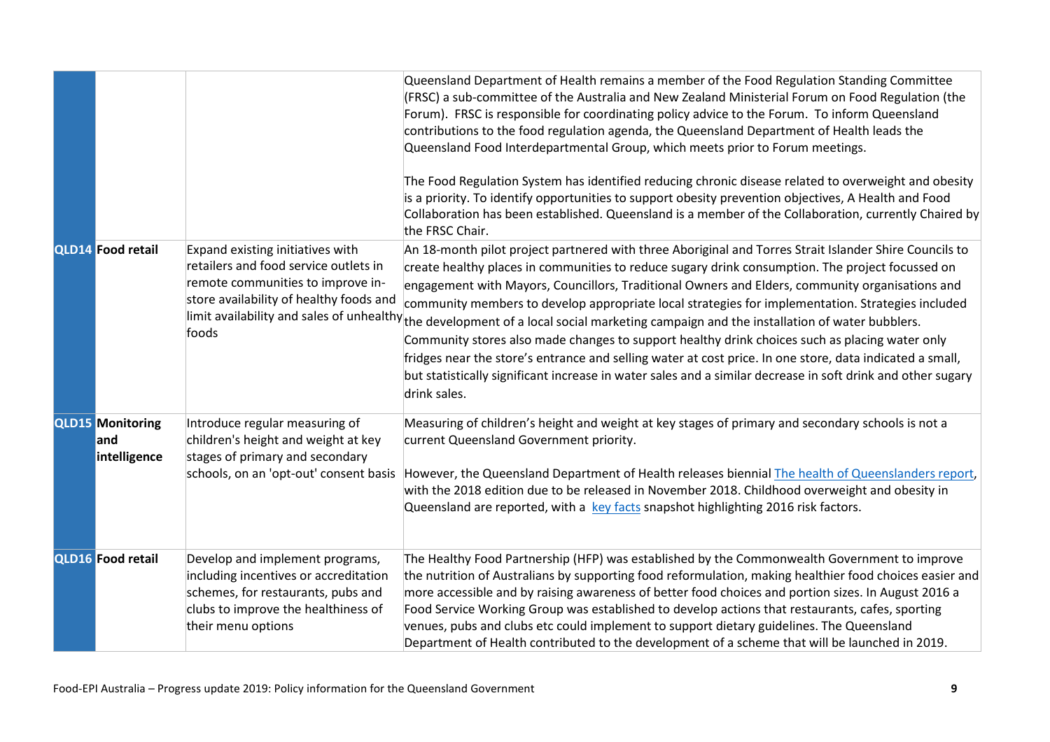| | | | |
|---|---|---|---|
| | | | Queensland Department of Health remains a member of the Food Regulation Standing Committee (FRSC) a sub-committee of the Australia and New Zealand Ministerial Forum on Food Regulation (the Forum). FRSC is responsible for coordinating policy advice to the Forum. To inform Queensland contributions to the food regulation agenda, the Queensland Department of Health leads the Queensland Food Interdepartmental Group, which meets prior to Forum meetings.<br><br>The Food Regulation System has identified reducing chronic disease related to overweight and obesity is a priority. To identify opportunities to support obesity prevention objectives, A Health and Food Collaboration has been established. Queensland is a member of the Collaboration, currently Chaired by the FRSC Chair. |
| **QLD14** | **Food retail** | Expand existing initiatives with retailers and food service outlets in remote communities to improve in-store availability of healthy foods and limit availability and sales of unhealthy foods | An 18-month pilot project partnered with three Aboriginal and Torres Strait Islander Shire Councils to create healthy places in communities to reduce sugary drink consumption. The project focussed on engagement with Mayors, Councillors, Traditional Owners and Elders, community organisations and community members to develop appropriate local strategies for implementation. Strategies included the development of a local social marketing campaign and the installation of water bubblers. Community stores also made changes to support healthy drink choices such as placing water only fridges near the store's entrance and selling water at cost price. In one store, data indicated a small, but statistically significant increase in water sales and a similar decrease in soft drink and other sugary drink sales. |
| **QLD15** | **Monitoring and intelligence** | Introduce regular measuring of children's height and weight at key stages of primary and secondary schools, on an 'opt-out' consent basis | Measuring of children's height and weight at key stages of primary and secondary schools is not a current Queensland Government priority.<br><br>However, the Queensland Department of Health releases biennial The health of Queenslanders report, with the 2018 edition due to be released in November 2018. Childhood overweight and obesity in Queensland are reported, with a key facts snapshot highlighting 2016 risk factors. |
| **QLD16** | **Food retail** | Develop and implement programs, including incentives or accreditation schemes, for restaurants, pubs and clubs to improve the healthiness of their menu options | The Healthy Food Partnership (HFP) was established by the Commonwealth Government to improve the nutrition of Australians by supporting food reformulation, making healthier food choices easier and more accessible and by raising awareness of better food choices and portion sizes. In August 2016 a Food Service Working Group was established to develop actions that restaurants, cafes, sporting venues, pubs and clubs etc could implement to support dietary guidelines. The Queensland Department of Health contributed to the development of a scheme that will be launched in 2019. |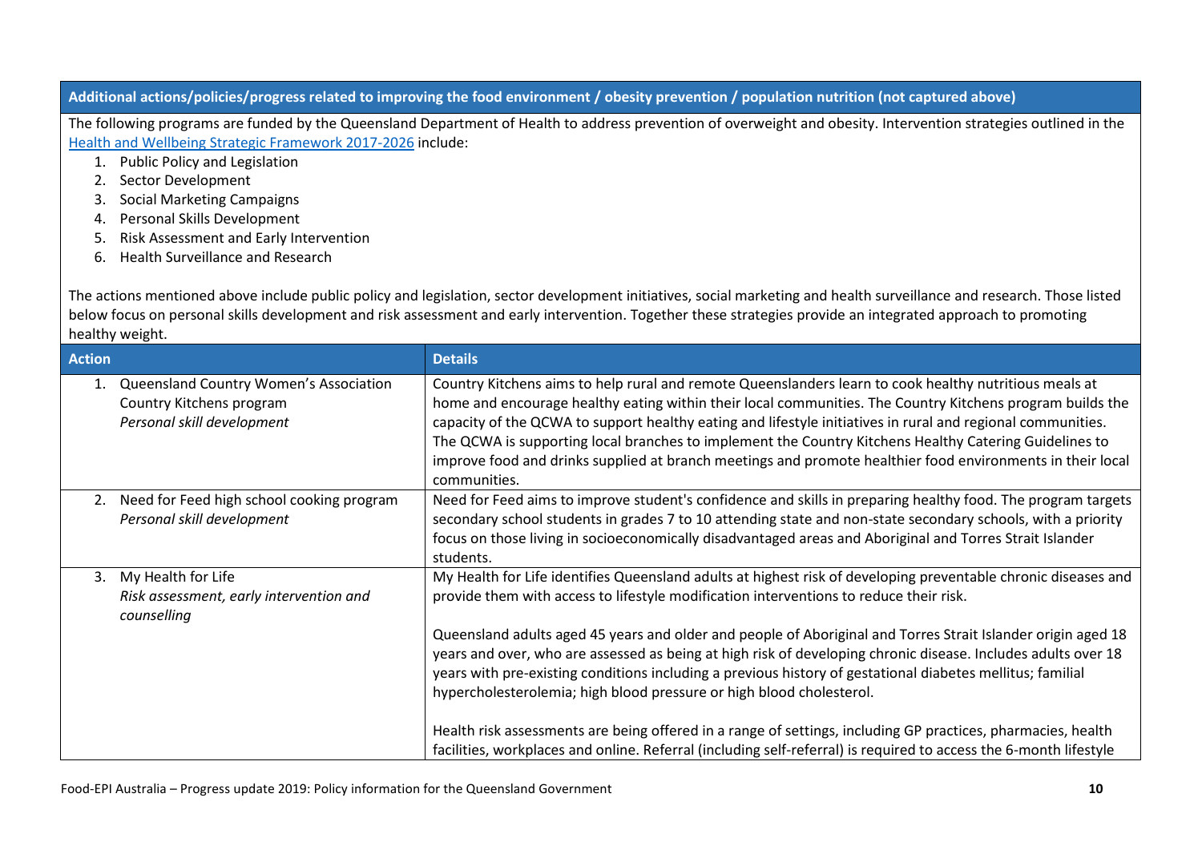**Additional actions/policies/progress related to improving the food environment / obesity prevention / population nutrition (not captured above)**

The following programs are funded by the Queensland Department of Health to address prevention of overweight and obesity. Intervention strategies outlined in the Health and Wellbeing Strategic Framework 2017-2026 include:

1. Public Policy and Legislation
2. Sector Development
3. Social Marketing Campaigns
4. Personal Skills Development
5. Risk Assessment and Early Intervention
6. Health Surveillance and Research

The actions mentioned above include public policy and legislation, sector development initiatives, social marketing and health surveillance and research. Those listed below focus on personal skills development and risk assessment and early intervention. Together these strategies provide an integrated approach to promoting healthy weight.

| Action | Details |
|---|---|
| 1. Queensland Country Women's Association Country Kitchens program<br>*Personal skill development* | Country Kitchens aims to help rural and remote Queenslanders learn to cook healthy nutritious meals at home and encourage healthy eating within their local communities. The Country Kitchens program builds the capacity of the QCWA to support healthy eating and lifestyle initiatives in rural and regional communities. The QCWA is supporting local branches to implement the Country Kitchens Healthy Catering Guidelines to improve food and drinks supplied at branch meetings and promote healthier food environments in their local communities. |
| 2. Need for Feed high school cooking program<br>*Personal skill development* | Need for Feed aims to improve student's confidence and skills in preparing healthy food. The program targets secondary school students in grades 7 to 10 attending state and non-state secondary schools, with a priority focus on those living in socioeconomically disadvantaged areas and Aboriginal and Torres Strait Islander students. |
| 3. My Health for Life<br>*Risk assessment, early intervention and counselling* | My Health for Life identifies Queensland adults at highest risk of developing preventable chronic diseases and provide them with access to lifestyle modification interventions to reduce their risk.<br><br>Queensland adults aged 45 years and older and people of Aboriginal and Torres Strait Islander origin aged 18 years and over, who are assessed as being at high risk of developing chronic disease. Includes adults over 18 years with pre-existing conditions including a previous history of gestational diabetes mellitus; familial hypercholesterolemia; high blood pressure or high blood cholesterol.<br><br>Health risk assessments are being offered in a range of settings, including GP practices, pharmacies, health facilities, workplaces and online. Referral (including self-referral) is required to access the 6-month lifestyle |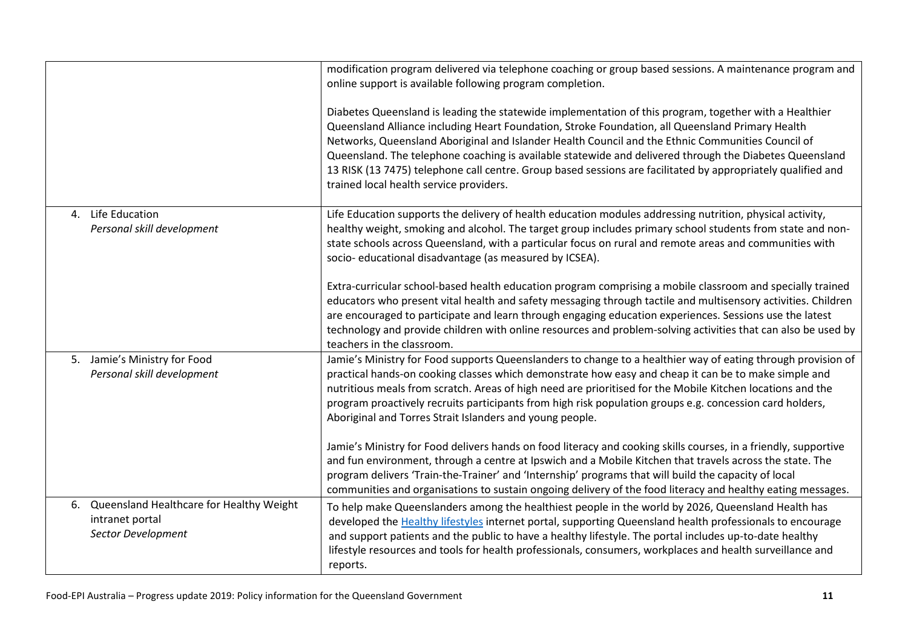| | |
|---|---|
| | modification program delivered via telephone coaching or group based sessions. A maintenance program and online support is available following program completion.<br><br>Diabetes Queensland is leading the statewide implementation of this program, together with a Healthier Queensland Alliance including Heart Foundation, Stroke Foundation, all Queensland Primary Health Networks, Queensland Aboriginal and Islander Health Council and the Ethnic Communities Council of Queensland. The telephone coaching is available statewide and delivered through the Diabetes Queensland 13 RISK (13 7475) telephone call centre. Group based sessions are facilitated by appropriately qualified and trained local health service providers. |
| 4. Life Education<br>*Personal skill development* | Life Education supports the delivery of health education modules addressing nutrition, physical activity, healthy weight, smoking and alcohol. The target group includes primary school students from state and non-state schools across Queensland, with a particular focus on rural and remote areas and communities with socio- educational disadvantage (as measured by ICSEA).<br><br>Extra-curricular school-based health education program comprising a mobile classroom and specially trained educators who present vital health and safety messaging through tactile and multisensory activities. Children are encouraged to participate and learn through engaging education experiences. Sessions use the latest technology and provide children with online resources and problem-solving activities that can also be used by teachers in the classroom. |
| 5. Jamie's Ministry for Food<br>*Personal skill development* | Jamie's Ministry for Food supports Queenslanders to change to a healthier way of eating through provision of practical hands-on cooking classes which demonstrate how easy and cheap it can be to make simple and nutritious meals from scratch. Areas of high need are prioritised for the Mobile Kitchen locations and the program proactively recruits participants from high risk population groups e.g. concession card holders, Aboriginal and Torres Strait Islanders and young people.<br><br>Jamie's Ministry for Food delivers hands on food literacy and cooking skills courses, in a friendly, supportive and fun environment, through a centre at Ipswich and a Mobile Kitchen that travels across the state. The program delivers 'Train-the-Trainer' and 'Internship' programs that will build the capacity of local communities and organisations to sustain ongoing delivery of the food literacy and healthy eating messages. |
| 6. Queensland Healthcare for Healthy Weight intranet portal<br>*Sector Development* | To help make Queenslanders among the healthiest people in the world by 2026, Queensland Health has developed the Healthy lifestyles internet portal, supporting Queensland health professionals to encourage and support patients and the public to have a healthy lifestyle. The portal includes up-to-date healthy lifestyle resources and tools for health professionals, consumers, workplaces and health surveillance and reports. |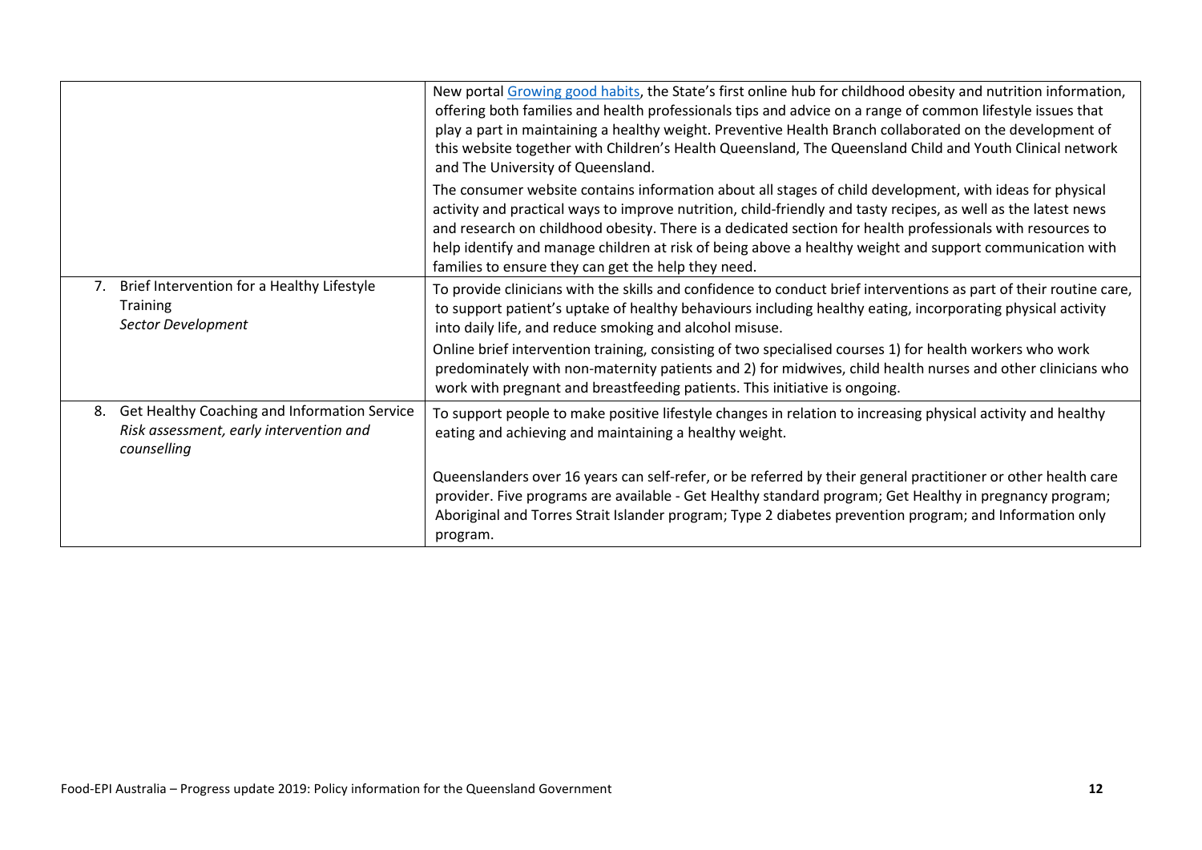| | |
|---|---|
| | New portal [Growing good habits](), the State's first online hub for childhood obesity and nutrition information, offering both families and health professionals tips and advice on a range of common lifestyle issues that play a part in maintaining a healthy weight. Preventive Health Branch collaborated on the development of this website together with Children's Health Queensland, The Queensland Child and Youth Clinical network and The University of Queensland.<br><br>The consumer website contains information about all stages of child development, with ideas for physical activity and practical ways to improve nutrition, child-friendly and tasty recipes, as well as the latest news and research on childhood obesity. There is a dedicated section for health professionals with resources to help identify and manage children at risk of being above a healthy weight and support communication with families to ensure they can get the help they need. |
| 7. Brief Intervention for a Healthy Lifestyle Training<br>*Sector Development* | To provide clinicians with the skills and confidence to conduct brief interventions as part of their routine care, to support patient's uptake of healthy behaviours including healthy eating, incorporating physical activity into daily life, and reduce smoking and alcohol misuse.<br><br>Online brief intervention training, consisting of two specialised courses 1) for health workers who work predominately with non-maternity patients and 2) for midwives, child health nurses and other clinicians who work with pregnant and breastfeeding patients. This initiative is ongoing. |
| 8. Get Healthy Coaching and Information Service<br>*Risk assessment, early intervention and counselling* | To support people to make positive lifestyle changes in relation to increasing physical activity and healthy eating and achieving and maintaining a healthy weight.<br><br>Queenslanders over 16 years can self-refer, or be referred by their general practitioner or other health care provider. Five programs are available - Get Healthy standard program; Get Healthy in pregnancy program; Aboriginal and Torres Strait Islander program; Type 2 diabetes prevention program; and Information only program. |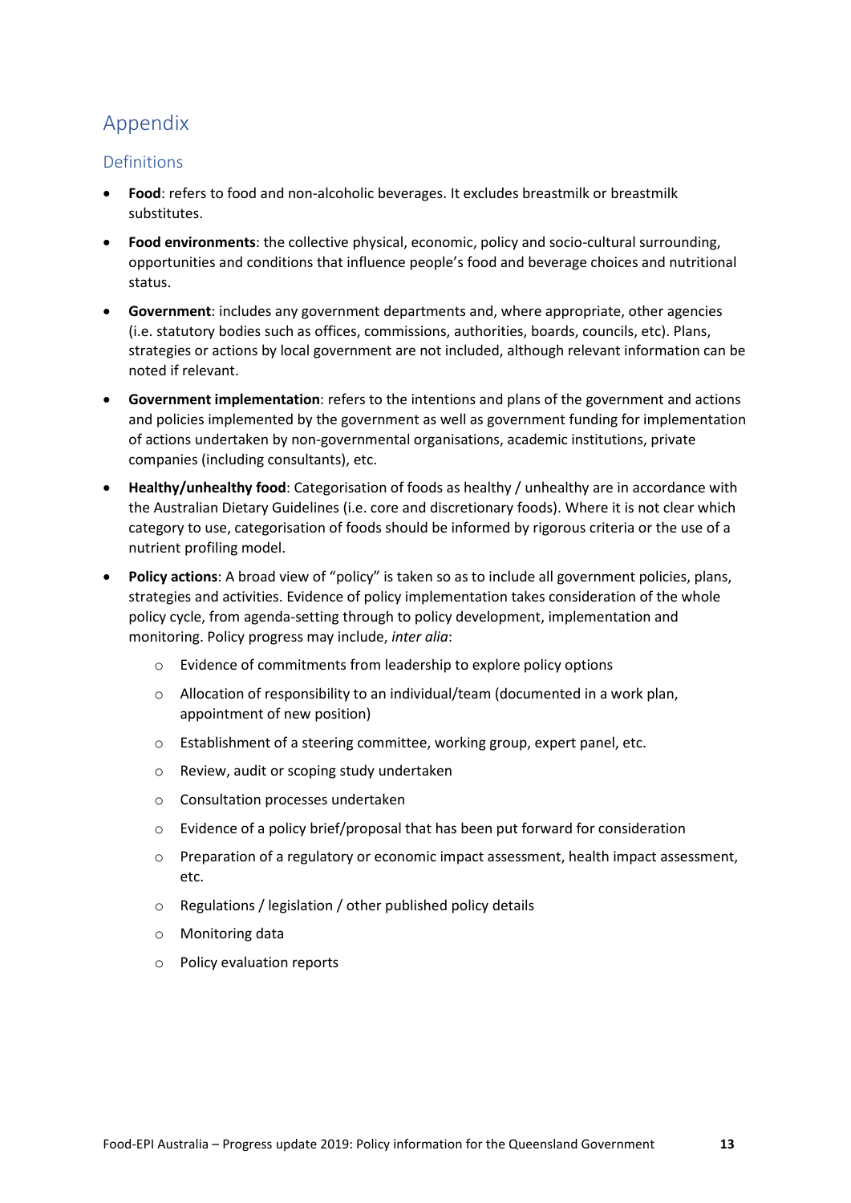# Appendix

## Definitions

- **Food**: refers to food and non-alcoholic beverages. It excludes breastmilk or breastmilk substitutes.
- **Food environments**: the collective physical, economic, policy and socio-cultural surrounding, opportunities and conditions that influence people's food and beverage choices and nutritional status.
- **Government**: includes any government departments and, where appropriate, other agencies (i.e. statutory bodies such as offices, commissions, authorities, boards, councils, etc). Plans, strategies or actions by local government are not included, although relevant information can be noted if relevant.
- **Government implementation**: refers to the intentions and plans of the government and actions and policies implemented by the government as well as government funding for implementation of actions undertaken by non-governmental organisations, academic institutions, private companies (including consultants), etc.
- **Healthy/unhealthy food**: Categorisation of foods as healthy / unhealthy are in accordance with the Australian Dietary Guidelines (i.e. core and discretionary foods). Where it is not clear which category to use, categorisation of foods should be informed by rigorous criteria or the use of a nutrient profiling model.
- **Policy actions**: A broad view of "policy" is taken so as to include all government policies, plans, strategies and activities. Evidence of policy implementation takes consideration of the whole policy cycle, from agenda-setting through to policy development, implementation and monitoring. Policy progress may include, *inter alia*:
  - Evidence of commitments from leadership to explore policy options
  - Allocation of responsibility to an individual/team (documented in a work plan, appointment of new position)
  - Establishment of a steering committee, working group, expert panel, etc.
  - Review, audit or scoping study undertaken
  - Consultation processes undertaken
  - Evidence of a policy brief/proposal that has been put forward for consideration
  - Preparation of a regulatory or economic impact assessment, health impact assessment, etc.
  - Regulations / legislation / other published policy details
  - Monitoring data
  - Policy evaluation reports